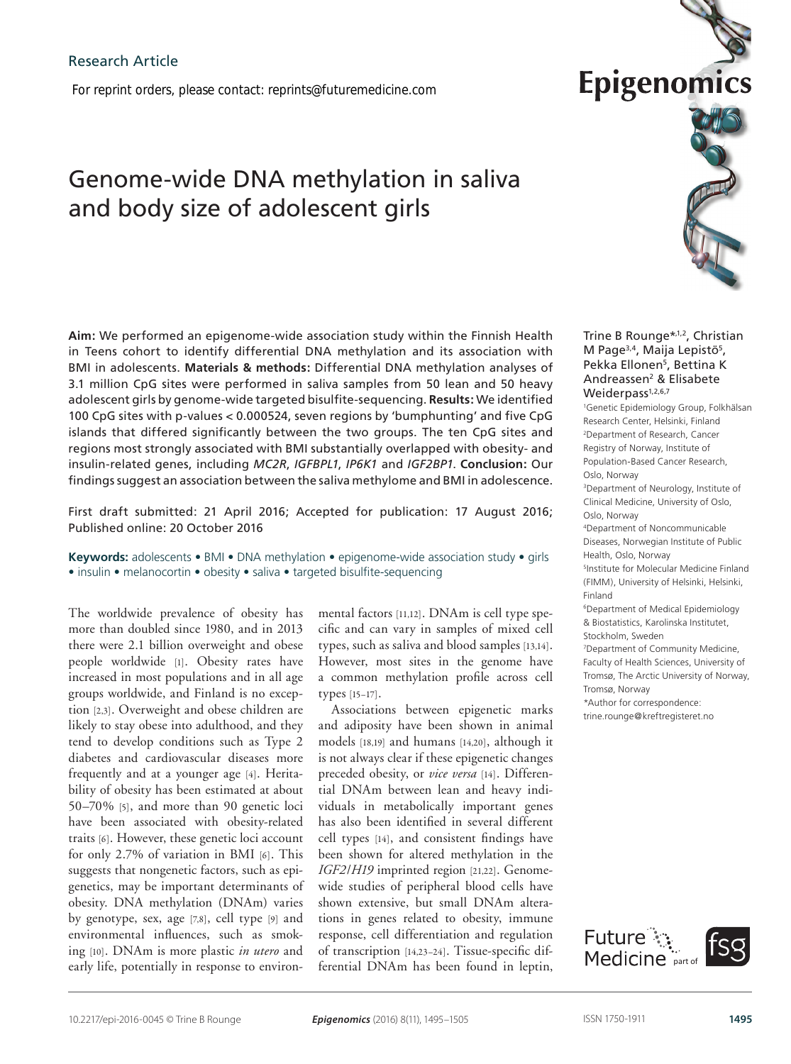Research Article

For reprint orders, please contact: reprints@futuremedicine.com

# Genome-wide DNA methylation in saliva and body size of adolescent girls

Trine B Rounge*[1,2], Christian M Page[3,4], Maija Lepistö[5], Pekka Ellonen[5], Bettina K Andreassen[2] & Elisabete Weiderpass[1,2,6,7]

[1]Genetic Epidemiology Group, Folkhälsan Research Center, Helsinki, Finland
[2]Department of Research, Cancer Registry of Norway, Institute of Population-Based Cancer Research, Oslo, Norway
[3]Department of Neurology, Institute of Clinical Medicine, University of Oslo, Oslo, Norway
[4]Department of Noncommunicable Diseases, Norwegian Institute of Public Health, Oslo, Norway
[5]Institute for Molecular Medicine Finland (FIMM), University of Helsinki, Helsinki, Finland
[6]Department of Medical Epidemiology & Biostatistics, Karolinska Institutet, Stockholm, Sweden
[7]Department of Community Medicine, Faculty of Health Sciences, University of Tromsø, The Arctic University of Norway, Tromsø, Norway
*Author for correspondence: trine.rounge@kreftregisteret.no

**Aim:** We performed an epigenome-wide association study within the Finnish Health in Teens cohort to identify differential DNA methylation and its association with BMI in adolescents. **Materials & methods:** Differential DNA methylation analyses of 3.1 million CpG sites were performed in saliva samples from 50 lean and 50 heavy adolescent girls by genome-wide targeted bisulfite-sequencing. **Results:** We identified 100 CpG sites with p-values < 0.000524, seven regions by 'bumphunting' and five CpG islands that differed significantly between the two groups. The ten CpG sites and regions most strongly associated with BMI substantially overlapped with obesity- and insulin-related genes, including *MC2R*, *IGFBPL1*, *IP6K1* and *IGF2BP1*. **Conclusion:** Our findings suggest an association between the saliva methylome and BMI in adolescence.

First draft submitted: 21 April 2016; Accepted for publication: 17 August 2016; Published online: 20 October 2016

**Keywords:** adolescents • BMI • DNA methylation • epigenome-wide association study • girls • insulin • melanocortin • obesity • saliva • targeted bisulfite-sequencing

The worldwide prevalence of obesity has more than doubled since 1980, and in 2013 there were 2.1 billion overweight and obese people worldwide [1]. Obesity rates have increased in most populations and in all age groups worldwide, and Finland is no exception [2,3]. Overweight and obese children are likely to stay obese into adulthood, and they tend to develop conditions such as Type 2 diabetes and cardiovascular diseases more frequently and at a younger age [4]. Heritability of obesity has been estimated at about 50–70% [5], and more than 90 genetic loci have been associated with obesity-related traits [6]. However, these genetic loci account for only 2.7% of variation in BMI [6]. This suggests that nongenetic factors, such as epigenetics, may be important determinants of obesity. DNA methylation (DNAm) varies by genotype, sex, age [7,8], cell type [9] and environmental influences, such as smoking [10]. DNAm is more plastic *in utero* and early life, potentially in response to environmental factors [11,12]. DNAm is cell type specific and can vary in samples of mixed cell types, such as saliva and blood samples [13,14]. However, most sites in the genome have a common methylation profile across cell types [15–17].

Associations between epigenetic marks and adiposity have been shown in animal models [18,19] and humans [14,20], although it is not always clear if these epigenetic changes preceded obesity, or *vice versa* [14]. Differential DNAm between lean and heavy individuals in metabolically important genes has also been identified in several different cell types [14], and consistent findings have been shown for altered methylation in the *IGF2/H19* imprinted region [21,22]. Genome-wide studies of peripheral blood cells have shown extensive, but small DNAm alterations in genes related to obesity, immune response, cell differentiation and regulation of transcription [14,23–24]. Tissue-specific differential DNAm has been found in leptin,

10.2217/epi-2016-0045 © Trine B Rounge

ISSN 1750-1911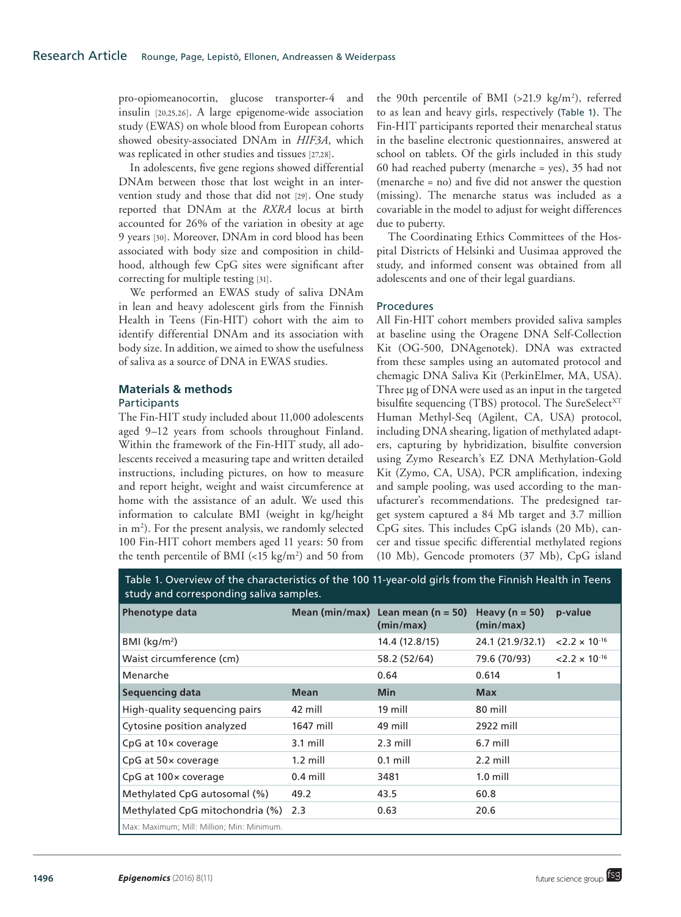pro-opiomeanocortin, glucose transporter-4 and insulin [20,25,26]. A large epigenome-wide association study (EWAS) on whole blood from European cohorts showed obesity-associated DNAm in *HIF3A*, which was replicated in other studies and tissues [27,28].

In adolescents, five gene regions showed differential DNAm between those that lost weight in an intervention study and those that did not [29]. One study reported that DNAm at the *RXRA* locus at birth accounted for 26% of the variation in obesity at age 9 years [30]. Moreover, DNAm in cord blood has been associated with body size and composition in childhood, although few CpG sites were significant after correcting for multiple testing [31].

We performed an EWAS study of saliva DNAm in lean and heavy adolescent girls from the Finnish Health in Teens (Fin-HIT) cohort with the aim to identify differential DNAm and its association with body size. In addition, we aimed to show the usefulness of saliva as a source of DNA in EWAS studies.

## Materials & methods

### Participants

The Fin-HIT study included about 11,000 adolescents aged 9–12 years from schools throughout Finland. Within the framework of the Fin-HIT study, all adolescents received a measuring tape and written detailed instructions, including pictures, on how to measure and report height, weight and waist circumference at home with the assistance of an adult. We used this information to calculate BMI (weight in kg/height in $m^2$). For the present analysis, we randomly selected 100 Fin-HIT cohort members aged 11 years: 50 from the tenth percentile of BMI (<15 $kg/m^2$) and 50 from the 90th percentile of BMI (>21.9 $kg/m^2$), referred to as lean and heavy girls, respectively (Table 1). The Fin-HIT participants reported their menarcheal status in the baseline electronic questionnaires, answered at school on tablets. Of the girls included in this study 60 had reached puberty (menarche = yes), 35 had not (menarche = no) and five did not answer the question (missing). The menarche status was included as a covariable in the model to adjust for weight differences due to puberty.

The Coordinating Ethics Committees of the Hospital Districts of Helsinki and Uusimaa approved the study, and informed consent was obtained from all adolescents and one of their legal guardians.

### Procedures

All Fin-HIT cohort members provided saliva samples at baseline using the Oragene DNA Self-Collection Kit (OG-500, DNAgenotek). DNA was extracted from these samples using an automated protocol and chemagic DNA Saliva Kit (PerkinElmer, MA, USA). Three μg of DNA were used as an input in the targeted bisulfite sequencing (TBS) protocol. The SureSelect[XT] Human Methyl-Seq (Agilent, CA, USA) protocol, including DNA shearing, ligation of methylated adapters, capturing by hybridization, bisulfite conversion using Zymo Research's EZ DNA Methylation-Gold Kit (Zymo, CA, USA), PCR amplification, indexing and sample pooling, was used according to the manufacturer's recommendations. The predesigned target system captured a 84 Mb target and 3.7 million CpG sites. This includes CpG islands (20 Mb), cancer and tissue specific differential methylated regions (10 Mb), Gencode promoters (37 Mb), CpG island

Table 1. Overview of the characteristics of the 100 11-year-old girls from the Finnish Health in Teens study and corresponding saliva samples.

| Phenotype data | Mean (min/max) | Lean mean (n = 50) (min/max) | Heavy (n = 50) (min/max) | p-value |
|---|---|---|---|---|
| BMI ($kg/m^2$) | | 14.4 (12.8/15) | 24.1 (21.9/32.1) | $<2.2 \times 10^{-16}$ |
| Waist circumference (cm) | | 58.2 (52/64) | 79.6 (70/93) | $<2.2 \times 10^{-16}$ |
| Menarche | | 0.64 | 0.614 | 1 |
| **Sequencing data** | **Mean** | **Min** | **Max** | |
| High-quality sequencing pairs | 42 mill | 19 mill | 80 mill | |
| Cytosine position analyzed | 1647 mill | 49 mill | 2922 mill | |
| CpG at 10× coverage | 3.1 mill | 2.3 mill | 6.7 mill | |
| CpG at 50× coverage | 1.2 mill | 0.1 mill | 2.2 mill | |
| CpG at 100× coverage | 0.4 mill | 3481 | 1.0 mill | |
| Methylated CpG autosomal (%) | 49.2 | 43.5 | 60.8 | |
| Methylated CpG mitochondria (%) | 2.3 | 0.63 | 20.6 | |

Max: Maximum; Mill: Million; Min: Minimum.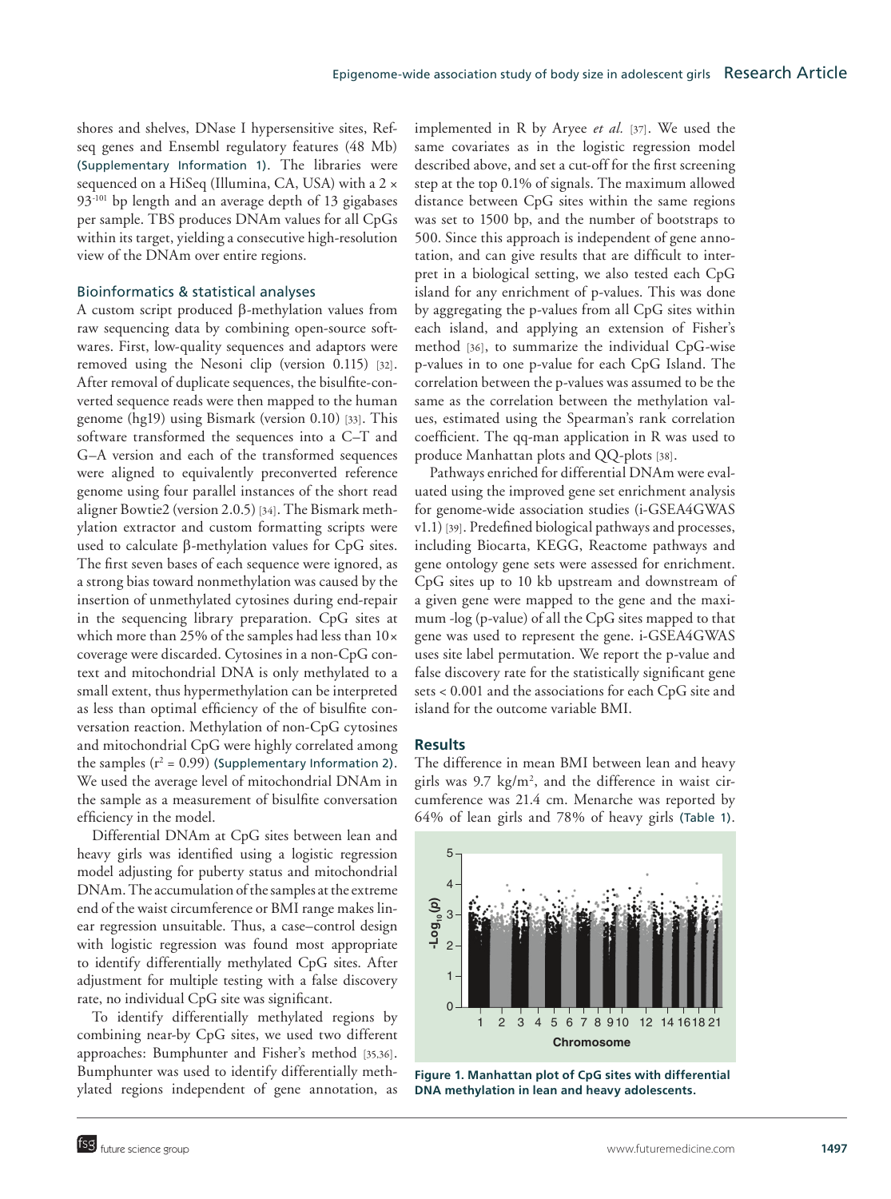shores and shelves, DNase I hypersensitive sites, Refseq genes and Ensembl regulatory features (48 Mb) (Supplementary Information 1). The libraries were sequenced on a HiSeq (Illumina, CA, USA) with a 2 × 93-101 bp length and an average depth of 13 gigabases per sample. TBS produces DNAm values for all CpGs within its target, yielding a consecutive high-resolution view of the DNAm over entire regions.

### Bioinformatics & statistical analyses

A custom script produced β-methylation values from raw sequencing data by combining open-source softwares. First, low-quality sequences and adaptors were removed using the Nesoni clip (version 0.115) [32]. After removal of duplicate sequences, the bisulfite-converted sequence reads were then mapped to the human genome (hg19) using Bismark (version 0.10) [33]. This software transformed the sequences into a C–T and G–A version and each of the transformed sequences were aligned to equivalently preconverted reference genome using four parallel instances of the short read aligner Bowtie2 (version 2.0.5) [34]. The Bismark methylation extractor and custom formatting scripts were used to calculate β-methylation values for CpG sites. The first seven bases of each sequence were ignored, as a strong bias toward nonmethylation was caused by the insertion of unmethylated cytosines during end-repair in the sequencing library preparation. CpG sites at which more than 25% of the samples had less than 10× coverage were discarded. Cytosines in a non-CpG context and mitochondrial DNA is only methylated to a small extent, thus hypermethylation can be interpreted as less than optimal efficiency of the of bisulfite conversation reaction. Methylation of non-CpG cytosines and mitochondrial CpG were highly correlated among the samples ($r^2 = 0.99$) (Supplementary Information 2). We used the average level of mitochondrial DNAm in the sample as a measurement of bisulfite conversation efficiency in the model.

Differential DNAm at CpG sites between lean and heavy girls was identified using a logistic regression model adjusting for puberty status and mitochondrial DNAm. The accumulation of the samples at the extreme end of the waist circumference or BMI range makes linear regression unsuitable. Thus, a case–control design with logistic regression was found most appropriate to identify differentially methylated CpG sites. After adjustment for multiple testing with a false discovery rate, no individual CpG site was significant.

To identify differentially methylated regions by combining near-by CpG sites, we used two different approaches: Bumphunter and Fisher's method [35,36]. Bumphunter was used to identify differentially methylated regions independent of gene annotation, as implemented in R by Aryee *et al.* [37]. We used the same covariates as in the logistic regression model described above, and set a cut-off for the first screening step at the top 0.1% of signals. The maximum allowed distance between CpG sites within the same regions was set to 1500 bp, and the number of bootstraps to 500. Since this approach is independent of gene annotation, and can give results that are difficult to interpret in a biological setting, we also tested each CpG island for any enrichment of p-values. This was done by aggregating the p-values from all CpG sites within each island, and applying an extension of Fisher's method [36], to summarize the individual CpG-wise p-values in to one p-value for each CpG Island. The correlation between the p-values was assumed to be the same as the correlation between the methylation values, estimated using the Spearman's rank correlation coefficient. The qq-man application in R was used to produce Manhattan plots and QQ-plots [38].

Pathways enriched for differential DNAm were evaluated using the improved gene set enrichment analysis for genome-wide association studies (i-GSEA4GWAS v1.1) [39]. Predefined biological pathways and processes, including Biocarta, KEGG, Reactome pathways and gene ontology gene sets were assessed for enrichment. CpG sites up to 10 kb upstream and downstream of a given gene were mapped to the gene and the maximum -log (p-value) of all the CpG sites mapped to that gene was used to represent the gene. i-GSEA4GWAS uses site label permutation. We report the p-value and false discovery rate for the statistically significant gene sets < 0.001 and the associations for each CpG site and island for the outcome variable BMI.

## Results

The difference in mean BMI between lean and heavy girls was 9.7 kg/m$^2$, and the difference in waist circumference was 21.4 cm. Menarche was reported by 64% of lean girls and 78% of heavy girls (Table 1).

**Figure 1. Manhattan plot of CpG sites with differential DNA methylation in lean and heavy adolescents.**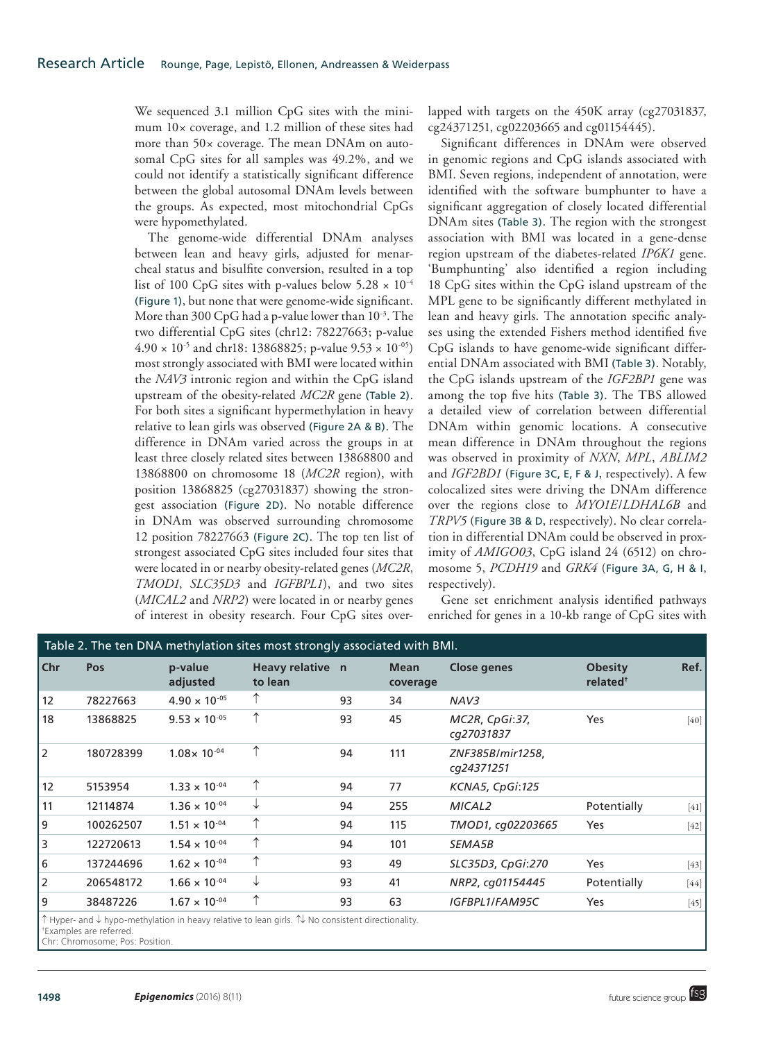We sequenced 3.1 million CpG sites with the minimum 10× coverage, and 1.2 million of these sites had more than 50× coverage. The mean DNAm on autosomal CpG sites for all samples was 49.2%, and we could not identify a statistically significant difference between the global autosomal DNAm levels between the groups. As expected, most mitochondrial CpGs were hypomethylated.

The genome-wide differential DNAm analyses between lean and heavy girls, adjusted for menarcheal status and bisulfite conversion, resulted in a top list of 100 CpG sites with p-values below $5.28 \times 10^{-4}$ (Figure 1), but none that were genome-wide significant. More than 300 CpG had a p-value lower than $10^{-3}$. The two differential CpG sites (chr12: 78227663; p-value $4.90 \times 10^{-5}$ and chr18: 13868825; p-value $9.53 \times 10^{-05}$) most strongly associated with BMI were located within the *NAV3* intronic region and within the CpG island upstream of the obesity-related *MC2R* gene (Table 2). For both sites a significant hypermethylation in heavy relative to lean girls was observed (Figure 2A & B). The difference in DNAm varied across the groups in at least three closely related sites between 13868800 and 13868800 on chromosome 18 (*MC2R* region), with position 13868825 (cg27031837) showing the strongest association (Figure 2D). No notable difference in DNAm was observed surrounding chromosome 12 position 78227663 (Figure 2C). The top ten list of strongest associated CpG sites included four sites that were located in or nearby obesity-related genes (*MC2R*, *TMOD1*, *SLC35D3* and *IGFBPL1*), and two sites (*MICAL2* and *NRP2*) were located in or nearby genes of interest in obesity research. Four CpG sites overlapped with targets on the 450K array (cg27031837, cg24371251, cg02203665 and cg01154445).

Significant differences in DNAm were observed in genomic regions and CpG islands associated with BMI. Seven regions, independent of annotation, were identified with the software bumphunter to have a significant aggregation of closely located differential DNAm sites (Table 3). The region with the strongest association with BMI was located in a gene-dense region upstream of the diabetes-related *IP6K1* gene. 'Bumphunting' also identified a region including 18 CpG sites within the CpG island upstream of the MPL gene to be significantly different methylated in lean and heavy girls. The annotation specific analyses using the extended Fishers method identified five CpG islands to have genome-wide significant differential DNAm associated with BMI (Table 3). Notably, the CpG islands upstream of the *IGF2BP1* gene was among the top five hits (Table 3). The TBS allowed a detailed view of correlation between differential DNAm within genomic locations. A consecutive mean difference in DNAm throughout the regions was observed in proximity of *NXN*, *MPL*, *ABLIM2* and *IGF2BD1* (Figure 3C, E, F & J, respectively). A few colocalized sites were driving the DNAm difference over the regions close to *MYO1E/LDHAL6B* and *TRPV5* (Figure 3B & D, respectively). No clear correlation in differential DNAm could be observed in proximity of *AMIGO03*, CpG island 24 (6512) on chromosome 5, *PCDH19* and *GRK4* (Figure 3A, G, H & I, respectively).

Gene set enrichment analysis identified pathways enriched for genes in a 10-kb range of CpG sites with

**Table 2. The ten DNA methylation sites most strongly associated with BMI.**

| Chr | Pos | p-value adjusted | Heavy relative to lean | n | Mean coverage | Close genes | Obesity related† | Ref. |
|---|---|---|---|---|---|---|---|---|
| 12 | 78227663 | $4.90 \times 10^{-05}$ | ↑ | 93 | 34 | *NAV3* | | |
| 18 | 13868825 | $9.53 \times 10^{-05}$ | ↑ | 93 | 45 | *MC2R, CpGi:37, cg27031837* | Yes | [40] |
| 2 | 180728399 | $1.08 \times 10^{-04}$ | ↑ | 94 | 111 | *ZNF385B/mir1258, cg24371251* | | |
| 12 | 5153954 | $1.33 \times 10^{-04}$ | ↑ | 94 | 77 | *KCNA5, CpGi:125* | | |
| 11 | 12114874 | $1.36 \times 10^{-04}$ | ↓ | 94 | 255 | *MICAL2* | Potentially | [41] |
| 9 | 100262507 | $1.51 \times 10^{-04}$ | ↑ | 94 | 115 | *TMOD1, cg02203665* | Yes | [42] |
| 3 | 122720613 | $1.54 \times 10^{-04}$ | ↑ | 94 | 101 | *SEMA5B* | | |
| 6 | 137244696 | $1.62 \times 10^{-04}$ | ↑ | 93 | 49 | *SLC35D3, CpGi:270* | Yes | [43] |
| 2 | 206548172 | $1.66 \times 10^{-04}$ | ↓ | 93 | 41 | *NRP2, cg01154445* | Potentially | [44] |
| 9 | 38487226 | $1.67 \times 10^{-04}$ | ↑ | 93 | 63 | *IGFBPL1/FAM95C* | Yes | [45] |

↑ Hyper- and ↓ hypo-methylation in heavy relative to lean girls. ⇅ No consistent directionality.
†Examples are referred.
Chr: Chromosome; Pos: Position.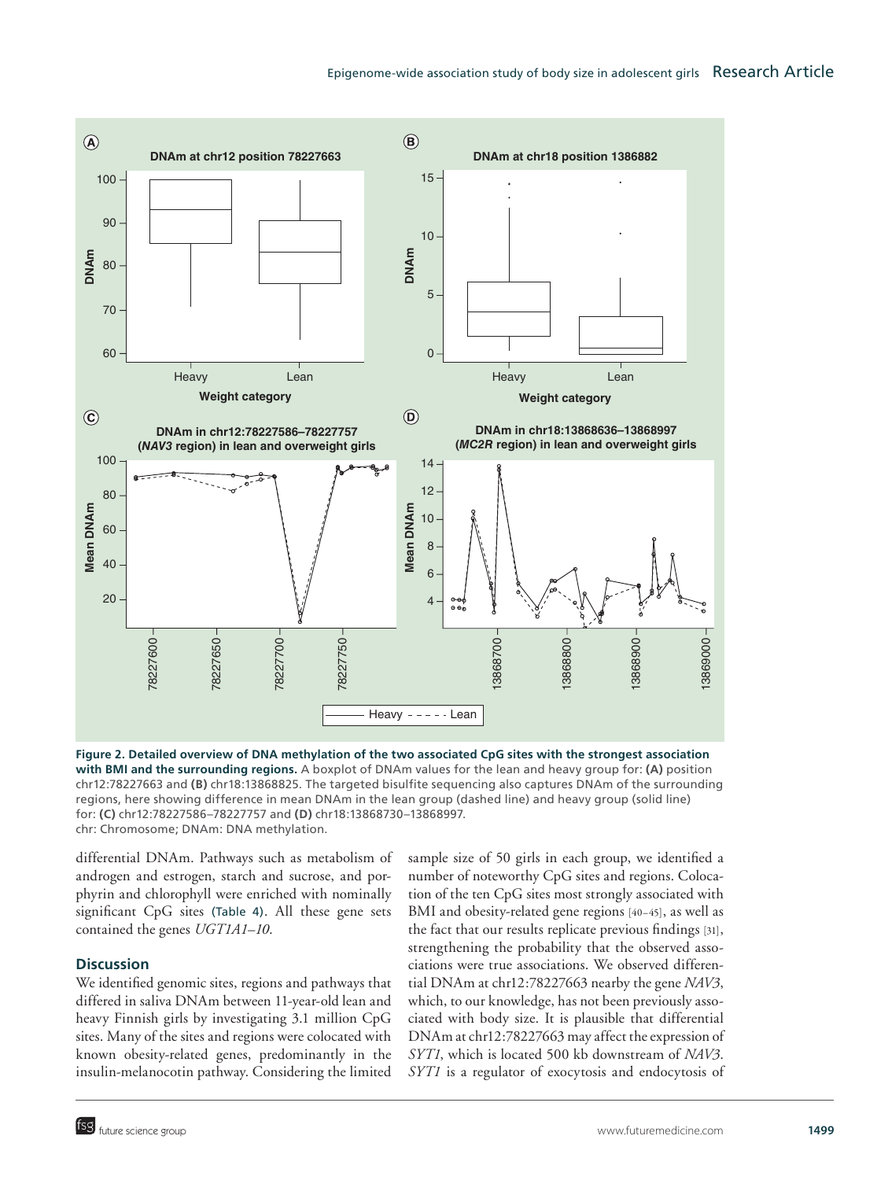**Figure 2. Detailed overview of DNA methylation of the two associated CpG sites with the strongest association with BMI and the surrounding regions.** A boxplot of DNAm values for the lean and heavy group for: **(A)** position chr12:78227663 and **(B)** chr18:13868825. The targeted bisulfite sequencing also captures DNAm of the surrounding regions, here showing difference in mean DNAm in the lean group (dashed line) and heavy group (solid line) for: **(C)** chr12:78227586–78227757 and **(D)** chr18:13868730–13868997.

chr: Chromosome; DNAm: DNA methylation.

differential DNAm. Pathways such as metabolism of androgen and estrogen, starch and sucrose, and porphyrin and chlorophyll were enriched with nominally significant CpG sites (Table 4). All these gene sets contained the genes *UGT1A1–10*.

## Discussion

We identified genomic sites, regions and pathways that differed in saliva DNAm between 11-year-old lean and heavy Finnish girls by investigating 3.1 million CpG sites. Many of the sites and regions were colocated with known obesity-related genes, predominantly in the insulin-melanocotin pathway. Considering the limited sample size of 50 girls in each group, we identified a number of noteworthy CpG sites and regions. Colocation of the ten CpG sites most strongly associated with BMI and obesity-related gene regions [40–45], as well as the fact that our results replicate previous findings [31], strengthening the probability that the observed associations were true associations. We observed differential DNAm at chr12:78227663 nearby the gene *NAV3*, which, to our knowledge, has not been previously associated with body size. It is plausible that differential DNAm at chr12:78227663 may affect the expression of *SYT1*, which is located 500 kb downstream of *NAV3*. *SYT1* is a regulator of exocytosis and endocytosis of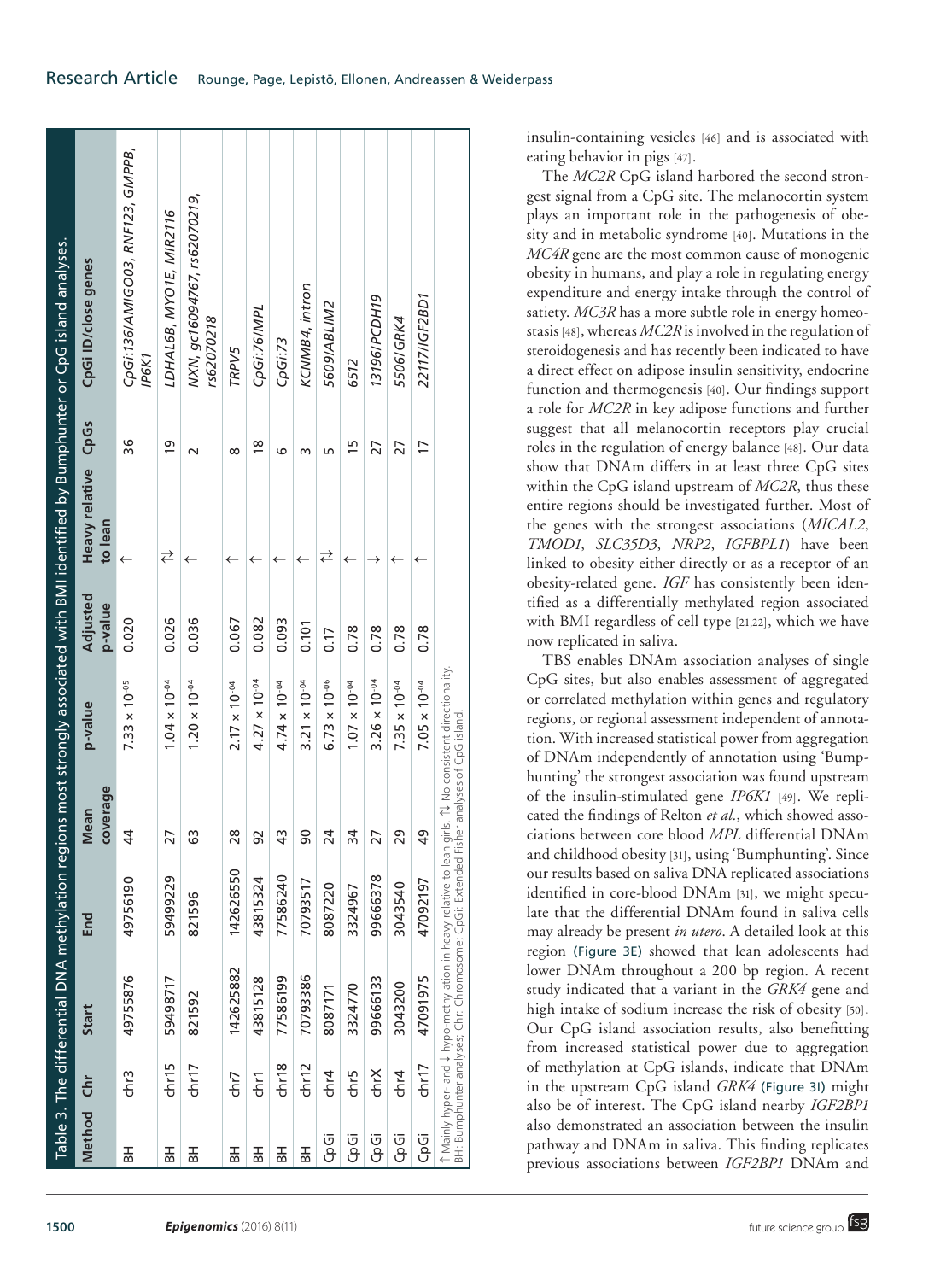Table 3. The differential DNA methylation regions most strongly associated with BMI identified by Bumphunter or CpG island analyses.

| Method | Chr | Start | End | Mean coverage | p-value | Adjusted p-value | Heavy relative to lean | CpGs | CpGi ID/close genes |
|---|---|---|---|---|---|---|---|---|---|
| BH | chr3 | 49755876 | 49756190 | 44 | $7.33 \times 10^{-05}$ | 0.020 | ↑ | 36 | *CpGi:136/AMIGO03, RNF123, GMPPB, IP6K1* |
| BH | chr15 | 59498717 | 59499229 | 27 | $1.04 \times 10^{-04}$ | 0.026 | ⇅ | 19 | *LDHAL6B, MYO1E, MIR2116* |
| BH | chr17 | 821592 | 821596 | 63 | $1.20 \times 10^{-04}$ | 0.036 | ↑ | 2 | *NXN, gc16094767, rs62070219, rs62070218* |
| BH | chr7 | 142625882 | 142626550 | 28 | $2.17 \times 10^{-04}$ | 0.067 | ↑ | 8 | *TRPV5* |
| BH | chr1 | 43815128 | 43815324 | 92 | $4.27 \times 10^{-04}$ | 0.082 | ↑ | 18 | *CpGi:76/MPL* |
| BH | chr18 | 77586199 | 77586240 | 43 | $4.74 \times 10^{-04}$ | 0.093 | ↑ | 6 | *CpGi:73* |
| BH | chr12 | 70793386 | 70793517 | 90 | $3.21 \times 10^{-04}$ | 0.101 | ↑ | 3 | *KCNMB4, intron* |
| CpGi | chr4 | 8087171 | 8087220 | 24 | $6.73 \times 10^{-06}$ | 0.17 | ⇅ | 5 | *5609/ABLIM2* |
| CpGi | chr5 | 3324770 | 3324967 | 34 | $1.07 \times 10^{-04}$ | 0.78 | ↑ | 15 | *6512* |
| CpGi | chrX | 99666133 | 99666378 | 27 | $3.26 \times 10^{-04}$ | 0.78 | ↓ | 27 | *13196/PCDH19* |
| CpGi | chr4 | 3043200 | 3043540 | 29 | $7.35 \times 10^{-04}$ | 0.78 | ↑ | 27 | *5506/GRK4* |
| CpGi | chr17 | 47091975 | 47092197 | 49 | $7.05 \times 10^{-04}$ | 0.78 | ↑ | 17 | *22117/IGF2BD1* |

↑ Mainly hyper- and ↓ hypo-methylation in heavy relative to lean girls. ⇅ No consistent directionality.
BH: Bumphunter analyses; Chr: Chromosome; CpGi: Extended Fisher analyses of CpG island.

insulin-containing vesicles [46] and is associated with eating behavior in pigs [47].

The *MC2R* CpG island harbored the second strongest signal from a CpG site. The melanocortin system plays an important role in the pathogenesis of obesity and in metabolic syndrome [40]. Mutations in the *MC4R* gene are the most common cause of monogenic obesity in humans, and play a role in regulating energy expenditure and energy intake through the control of satiety. *MC3R* has a more subtle role in energy homeostasis [48], whereas *MC2R* is involved in the regulation of steroidogenesis and has recently been indicated to have a direct effect on adipose insulin sensitivity, endocrine function and thermogenesis [40]. Our findings support a role for *MC2R* in key adipose functions and further suggest that all melanocortin receptors play crucial roles in the regulation of energy balance [48]. Our data show that DNAm differs in at least three CpG sites within the CpG island upstream of *MC2R*, thus these entire regions should be investigated further. Most of the genes with the strongest associations (*MICAL2*, *TMOD1*, *SLC35D3*, *NRP2*, *IGFBPL1*) have been linked to obesity either directly or as a receptor of an obesity-related gene. *IGF* has consistently been identified as a differentially methylated region associated with BMI regardless of cell type [21,22], which we have now replicated in saliva.

TBS enables DNAm association analyses of single CpG sites, but also enables assessment of aggregated or correlated methylation within genes and regulatory regions, or regional assessment independent of annotation. With increased statistical power from aggregation of DNAm independently of annotation using 'Bumphunting' the strongest association was found upstream of the insulin-stimulated gene *IP6K1* [49]. We replicated the findings of Relton *et al.*, which showed associations between core blood *MPL* differential DNAm and childhood obesity [31], using 'Bumphunting'. Since our results based on saliva DNA replicated associations identified in core-blood DNAm [31], we might speculate that the differential DNAm found in saliva cells may already be present *in utero*. A detailed look at this region (Figure 3E) showed that lean adolescents had lower DNAm throughout a 200 bp region. A recent study indicated that a variant in the *GRK4* gene and high intake of sodium increase the risk of obesity [50]. Our CpG island association results, also benefitting from increased statistical power due to aggregation of methylation at CpG islands, indicate that DNAm in the upstream CpG island *GRK4* (Figure 3I) might also be of interest. The CpG island nearby *IGF2BP1* also demonstrated an association between the insulin pathway and DNAm in saliva. This finding replicates previous associations between *IGF2BP1* DNAm and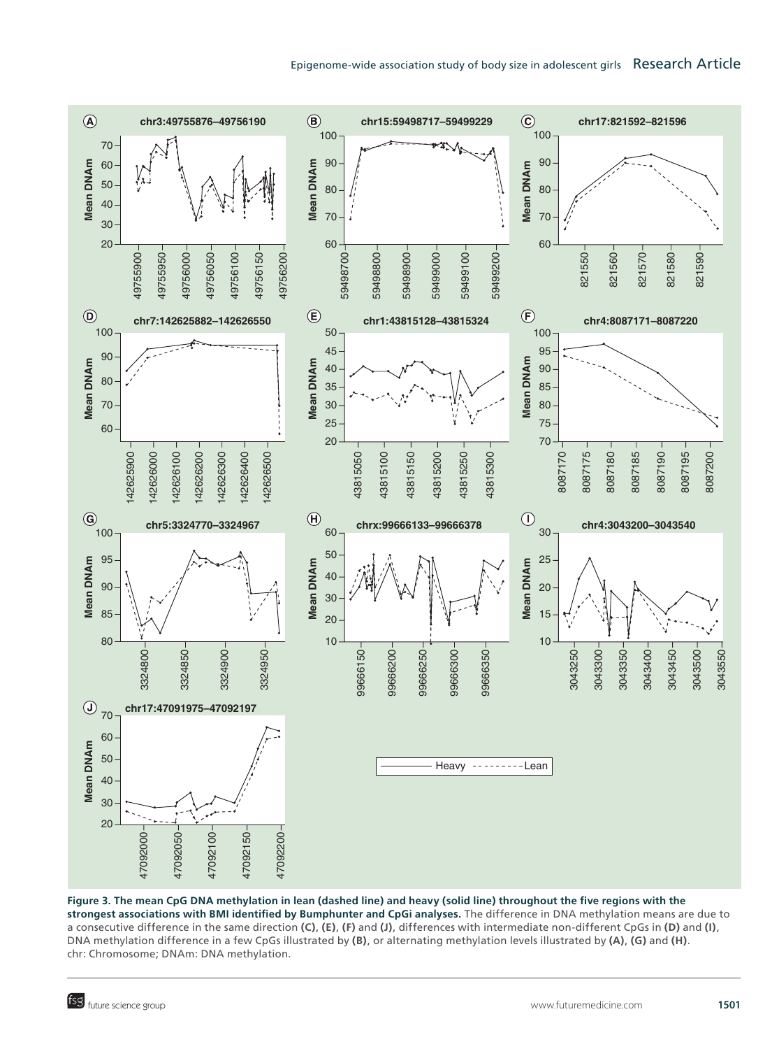**Figure 3. The mean CpG DNA methylation in lean (dashed line) and heavy (solid line) throughout the five regions with the strongest associations with BMI identified by Bumphunter and CpGi analyses.** The difference in DNA methylation means are due to a consecutive difference in the same direction **(C)**, **(E)**, **(F)** and **(J)**, differences with intermediate non-different CpGs in **(D)** and **(I)**, DNA methylation difference in a few CpGs illustrated by **(B)**, or alternating methylation levels illustrated by **(A)**, **(G)** and **(H)**.
chr: Chromosome; DNAm: DNA methylation.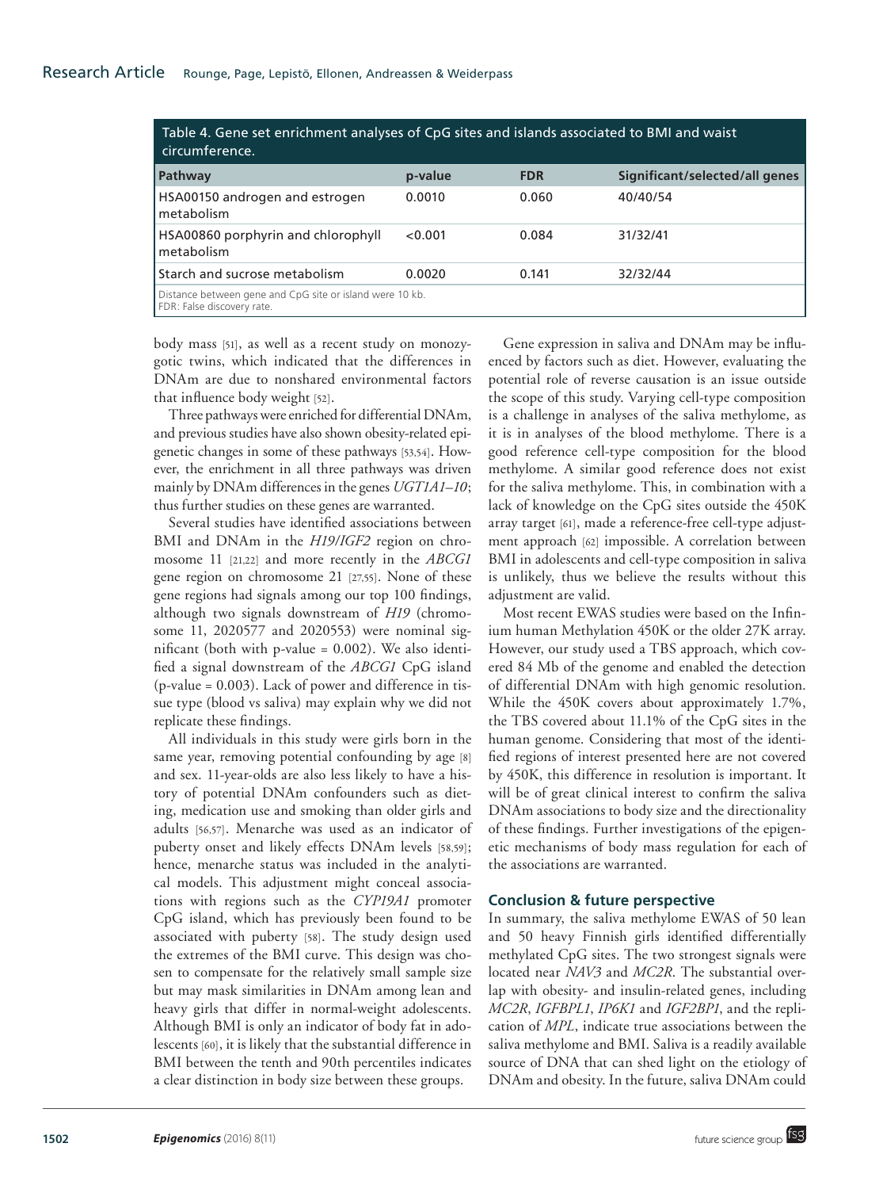Table 4. Gene set enrichment analyses of CpG sites and islands associated to BMI and waist circumference.

| Pathway | p-value | FDR | Significant/selected/all genes |
|---|---|---|---|
| HSA00150 androgen and estrogen metabolism | 0.0010 | 0.060 | 40/40/54 |
| HSA00860 porphyrin and chlorophyll metabolism | <0.001 | 0.084 | 31/32/41 |
| Starch and sucrose metabolism | 0.0020 | 0.141 | 32/32/44 |

Distance between gene and CpG site or island were 10 kb.
FDR: False discovery rate.

body mass [51], as well as a recent study on monozygotic twins, which indicated that the differences in DNAm are due to nonshared environmental factors that influence body weight [52].

Three pathways were enriched for differential DNAm, and previous studies have also shown obesity-related epigenetic changes in some of these pathways [53,54]. However, the enrichment in all three pathways was driven mainly by DNAm differences in the genes *UGT1A1–10*; thus further studies on these genes are warranted.

Several studies have identified associations between BMI and DNAm in the *H19/IGF2* region on chromosome 11 [21,22] and more recently in the *ABCG1* gene region on chromosome 21 [27,55]. None of these gene regions had signals among our top 100 findings, although two signals downstream of *H19* (chromosome 11, 2020577 and 2020553) were nominal significant (both with p-value = 0.002). We also identified a signal downstream of the *ABCG1* CpG island (p-value = 0.003). Lack of power and difference in tissue type (blood vs saliva) may explain why we did not replicate these findings.

All individuals in this study were girls born in the same year, removing potential confounding by age [8] and sex. 11-year-olds are also less likely to have a history of potential DNAm confounders such as dieting, medication use and smoking than older girls and adults [56,57]. Menarche was used as an indicator of puberty onset and likely effects DNAm levels [58,59]; hence, menarche status was included in the analytical models. This adjustment might conceal associations with regions such as the *CYP19A1* promoter CpG island, which has previously been found to be associated with puberty [58]. The study design used the extremes of the BMI curve. This design was chosen to compensate for the relatively small sample size but may mask similarities in DNAm among lean and heavy girls that differ in normal-weight adolescents. Although BMI is only an indicator of body fat in adolescents [60], it is likely that the substantial difference in BMI between the tenth and 90th percentiles indicates a clear distinction in body size between these groups.

Gene expression in saliva and DNAm may be influenced by factors such as diet. However, evaluating the potential role of reverse causation is an issue outside the scope of this study. Varying cell-type composition is a challenge in analyses of the saliva methylome, as it is in analyses of the blood methylome. There is a good reference cell-type composition for the blood methylome. A similar good reference does not exist for the saliva methylome. This, in combination with a lack of knowledge on the CpG sites outside the 450K array target [61], made a reference-free cell-type adjustment approach [62] impossible. A correlation between BMI in adolescents and cell-type composition in saliva is unlikely, thus we believe the results without this adjustment are valid.

Most recent EWAS studies were based on the Infinium human Methylation 450K or the older 27K array. However, our study used a TBS approach, which covered 84 Mb of the genome and enabled the detection of differential DNAm with high genomic resolution. While the 450K covers about approximately 1.7%, the TBS covered about 11.1% of the CpG sites in the human genome. Considering that most of the identified regions of interest presented here are not covered by 450K, this difference in resolution is important. It will be of great clinical interest to confirm the saliva DNAm associations to body size and the directionality of these findings. Further investigations of the epigenetic mechanisms of body mass regulation for each of the associations are warranted.

## Conclusion & future perspective

In summary, the saliva methylome EWAS of 50 lean and 50 heavy Finnish girls identified differentially methylated CpG sites. The two strongest signals were located near *NAV3* and *MC2R*. The substantial overlap with obesity- and insulin-related genes, including *MC2R*, *IGFBPL1*, *IP6K1* and *IGF2BP1*, and the replication of *MPL*, indicate true associations between the saliva methylome and BMI. Saliva is a readily available source of DNA that can shed light on the etiology of DNAm and obesity. In the future, saliva DNAm could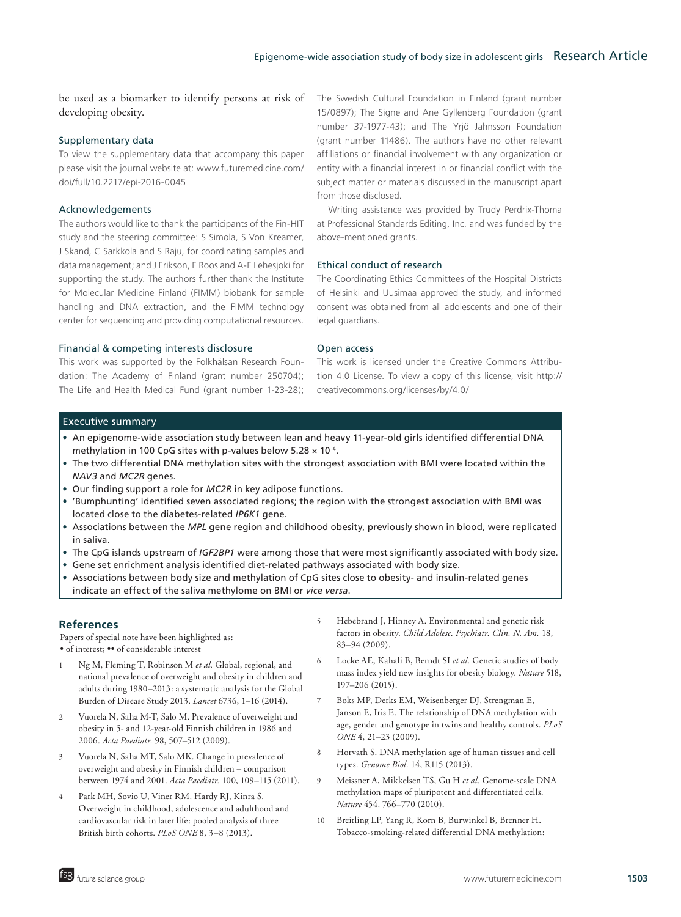be used as a biomarker to identify persons at risk of developing obesity.

## Supplementary data

To view the supplementary data that accompany this paper please visit the journal website at: www.futuremedicine.com/doi/full/10.2217/epi-2016-0045

## Acknowledgements

The authors would like to thank the participants of the Fin-HIT study and the steering committee: S Simola, S Von Kreamer, J Skand, C Sarkkola and S Raju, for coordinating samples and data management; and J Erikson, E Roos and A-E Lehesjoki for supporting the study. The authors further thank the Institute for Molecular Medicine Finland (FIMM) biobank for sample handling and DNA extraction, and the FIMM technology center for sequencing and providing computational resources.

## Financial & competing interests disclosure

This work was supported by the Folkhälsan Research Foundation: The Academy of Finland (grant number 250704); The Life and Health Medical Fund (grant number 1-23-28); The Swedish Cultural Foundation in Finland (grant number 15/0897); The Signe and Ane Gyllenberg Foundation (grant number 37-1977-43); and The Yrjö Jahnsson Foundation (grant number 11486). The authors have no other relevant affiliations or financial involvement with any organization or entity with a financial interest in or financial conflict with the subject matter or materials discussed in the manuscript apart from those disclosed.

Writing assistance was provided by Trudy Perdrix-Thoma at Professional Standards Editing, Inc. and was funded by the above-mentioned grants.

## Ethical conduct of research

The Coordinating Ethics Committees of the Hospital Districts of Helsinki and Uusimaa approved the study, and informed consent was obtained from all adolescents and one of their legal guardians.

## Open access

This work is licensed under the Creative Commons Attribution 4.0 License. To view a copy of this license, visit http://creativecommons.org/licenses/by/4.0/

## Executive summary

- An epigenome-wide association study between lean and heavy 11-year-old girls identified differential DNA methylation in 100 CpG sites with p-values below $5.28 \times 10^{-4}$.
- The two differential DNA methylation sites with the strongest association with BMI were located within the *NAV3* and *MC2R* genes.
- Our finding support a role for *MC2R* in key adipose functions.
- 'Bumphunting' identified seven associated regions; the region with the strongest association with BMI was located close to the diabetes-related *IP6K1* gene.
- Associations between the *MPL* gene region and childhood obesity, previously shown in blood, were replicated in saliva.
- The CpG islands upstream of *IGF2BP1* were among those that were most significantly associated with body size.
- Gene set enrichment analysis identified diet-related pathways associated with body size.
- Associations between body size and methylation of CpG sites close to obesity- and insulin-related genes indicate an effect of the saliva methylome on BMI or *vice versa*.

## References

Papers of special note have been highlighted as:
• of interest; •• of considerable interest

1. Ng M, Fleming T, Robinson M *et al.* Global, regional, and national prevalence of overweight and obesity in children and adults during 1980–2013: a systematic analysis for the Global Burden of Disease Study 2013. *Lancet* 6736, 1–16 (2014).
2. Vuorela N, Saha M-T, Salo M. Prevalence of overweight and obesity in 5- and 12-year-old Finnish children in 1986 and 2006. *Acta Paediatr.* 98, 507–512 (2009).
3. Vuorela N, Saha MT, Salo MK. Change in prevalence of overweight and obesity in Finnish children – comparison between 1974 and 2001. *Acta Paediatr.* 100, 109–115 (2011).
4. Park MH, Sovio U, Viner RM, Hardy RJ, Kinra S. Overweight in childhood, adolescence and adulthood and cardiovascular risk in later life: pooled analysis of three British birth cohorts. *PLoS ONE* 8, 3–8 (2013).
5. Hebebrand J, Hinney A. Environmental and genetic risk factors in obesity. *Child Adolesc. Psychiatr. Clin. N. Am.* 18, 83–94 (2009).
6. Locke AE, Kahali B, Berndt SI *et al.* Genetic studies of body mass index yield new insights for obesity biology. *Nature* 518, 197–206 (2015).
7. Boks MP, Derks EM, Weisenberger DJ, Strengman E, Janson E, Iris E. The relationship of DNA methylation with age, gender and genotype in twins and healthy controls. *PLoS ONE* 4, 21–23 (2009).
8. Horvath S. DNA methylation age of human tissues and cell types. *Genome Biol.* 14, R115 (2013).
9. Meissner A, Mikkelsen TS, Gu H *et al.* Genome-scale DNA methylation maps of pluripotent and differentiated cells. *Nature* 454, 766–770 (2010).
10. Breitling LP, Yang R, Korn B, Burwinkel B, Brenner H. Tobacco-smoking-related differential DNA methylation: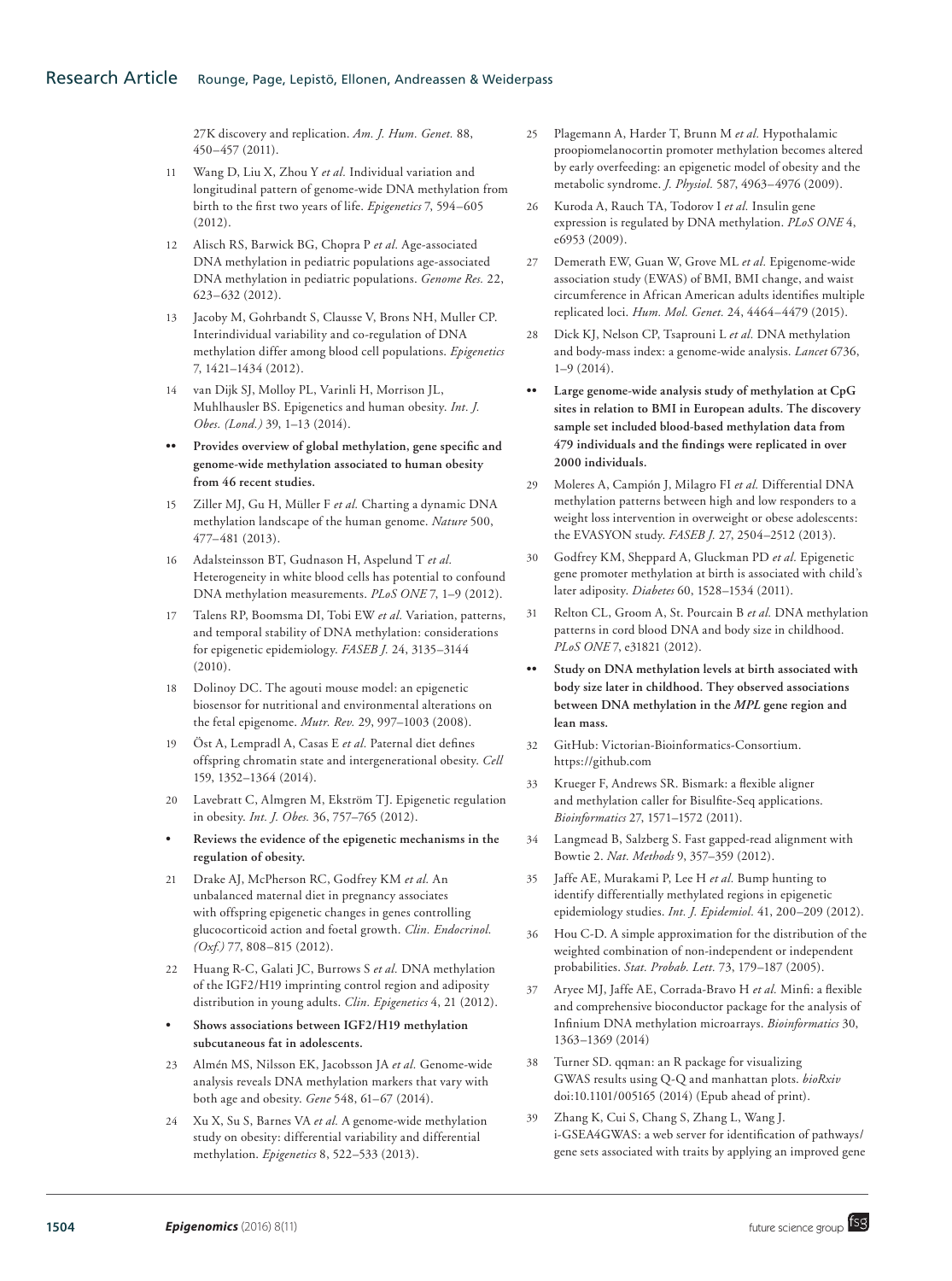27K discovery and replication. *Am. J. Hum. Genet.* 88, 450–457 (2011).

11 Wang D, Liu X, Zhou Y *et al.* Individual variation and longitudinal pattern of genome-wide DNA methylation from birth to the first two years of life. *Epigenetics* 7, 594–605 (2012).

12 Alisch RS, Barwick BG, Chopra P *et al.* Age-associated DNA methylation in pediatric populations age-associated DNA methylation in pediatric populations. *Genome Res.* 22, 623–632 (2012).

13 Jacoby M, Gohrbandt S, Clausse V, Brons NH, Muller CP. Interindividual variability and co-regulation of DNA methylation differ among blood cell populations. *Epigenetics* 7, 1421–1434 (2012).

14 van Dijk SJ, Molloy PL, Varinli H, Morrison JL, Muhlhausler BS. Epigenetics and human obesity. *Int. J. Obes. (Lond.)* 39, 1–13 (2014).

•• **Provides overview of global methylation, gene specific and genome-wide methylation associated to human obesity from 46 recent studies.**

15 Ziller MJ, Gu H, Müller F *et al.* Charting a dynamic DNA methylation landscape of the human genome. *Nature* 500, 477–481 (2013).

16 Adalsteinsson BT, Gudnason H, Aspelund T *et al.* Heterogeneity in white blood cells has potential to confound DNA methylation measurements. *PLoS ONE* 7, 1–9 (2012).

17 Talens RP, Boomsma DI, Tobi EW *et al.* Variation, patterns, and temporal stability of DNA methylation: considerations for epigenetic epidemiology. *FASEB J.* 24, 3135–3144 (2010).

18 Dolinoy DC. The agouti mouse model: an epigenetic biosensor for nutritional and environmental alterations on the fetal epigenome. *Mutr. Rev.* 29, 997–1003 (2008).

19 Öst A, Lempradl A, Casas E *et al.* Paternal diet defines offspring chromatin state and intergenerational obesity. *Cell* 159, 1352–1364 (2014).

20 Lavebratt C, Almgren M, Ekström TJ. Epigenetic regulation in obesity. *Int. J. Obes.* 36, 757–765 (2012).

• **Reviews the evidence of the epigenetic mechanisms in the regulation of obesity.**

21 Drake AJ, McPherson RC, Godfrey KM *et al.* An unbalanced maternal diet in pregnancy associates with offspring epigenetic changes in genes controlling glucocorticoid action and foetal growth. *Clin. Endocrinol. (Oxf.)* 77, 808–815 (2012).

22 Huang R-C, Galati JC, Burrows S *et al.* DNA methylation of the IGF2/H19 imprinting control region and adiposity distribution in young adults. *Clin. Epigenetics* 4, 21 (2012).

• **Shows associations between IGF2/H19 methylation subcutaneous fat in adolescents.**

23 Almén MS, Nilsson EK, Jacobsson JA *et al.* Genome-wide analysis reveals DNA methylation markers that vary with both age and obesity. *Gene* 548, 61–67 (2014).

24 Xu X, Su S, Barnes VA *et al.* A genome-wide methylation study on obesity: differential variability and differential methylation. *Epigenetics* 8, 522–533 (2013).

25 Plagemann A, Harder T, Brunn M *et al.* Hypothalamic proopiomelanocortin promoter methylation becomes altered by early overfeeding: an epigenetic model of obesity and the metabolic syndrome. *J. Physiol.* 587, 4963–4976 (2009).

26 Kuroda A, Rauch TA, Todorov I *et al.* Insulin gene expression is regulated by DNA methylation. *PLoS ONE* 4, e6953 (2009).

27 Demerath EW, Guan W, Grove ML *et al.* Epigenome-wide association study (EWAS) of BMI, BMI change, and waist circumference in African American adults identifies multiple replicated loci. *Hum. Mol. Genet.* 24, 4464–4479 (2015).

28 Dick KJ, Nelson CP, Tsaprouni L *et al.* DNA methylation and body-mass index: a genome-wide analysis. *Lancet* 6736, 1–9 (2014).

•• **Large genome-wide analysis study of methylation at CpG sites in relation to BMI in European adults. The discovery sample set included blood-based methylation data from 479 individuals and the findings were replicated in over 2000 individuals.**

29 Moleres A, Campión J, Milagro FI *et al.* Differential DNA methylation patterns between high and low responders to a weight loss intervention in overweight or obese adolescents: the EVASYON study. *FASEB J.* 27, 2504–2512 (2013).

30 Godfrey KM, Sheppard A, Gluckman PD *et al.* Epigenetic gene promoter methylation at birth is associated with child's later adiposity. *Diabetes* 60, 1528–1534 (2011).

31 Relton CL, Groom A, St. Pourcain B *et al.* DNA methylation patterns in cord blood DNA and body size in childhood. *PLoS ONE* 7, e31821 (2012).

•• **Study on DNA methylation levels at birth associated with body size later in childhood. They observed associations between DNA methylation in the *MPL* gene region and lean mass.**

32 GitHub: Victorian-Bioinformatics-Consortium. https://github.com

33 Krueger F, Andrews SR. Bismark: a flexible aligner and methylation caller for Bisulfite-Seq applications. *Bioinformatics* 27, 1571–1572 (2011).

34 Langmead B, Salzberg S. Fast gapped-read alignment with Bowtie 2. *Nat. Methods* 9, 357–359 (2012).

35 Jaffe AE, Murakami P, Lee H *et al.* Bump hunting to identify differentially methylated regions in epigenetic epidemiology studies. *Int. J. Epidemiol.* 41, 200–209 (2012).

36 Hou C-D. A simple approximation for the distribution of the weighted combination of non-independent or independent probabilities. *Stat. Probab. Lett.* 73, 179–187 (2005).

37 Aryee MJ, Jaffe AE, Corrada-Bravo H *et al.* Minfi: a flexible and comprehensive bioconductor package for the analysis of Infinium DNA methylation microarrays. *Bioinformatics* 30, 1363–1369 (2014)

38 Turner SD. qqman: an R package for visualizing GWAS results using Q-Q and manhattan plots. *bioRxiv* doi:10.1101/005165 (2014) (Epub ahead of print).

39 Zhang K, Cui S, Chang S, Zhang L, Wang J. i-GSEA4GWAS: a web server for identification of pathways/gene sets associated with traits by applying an improved gene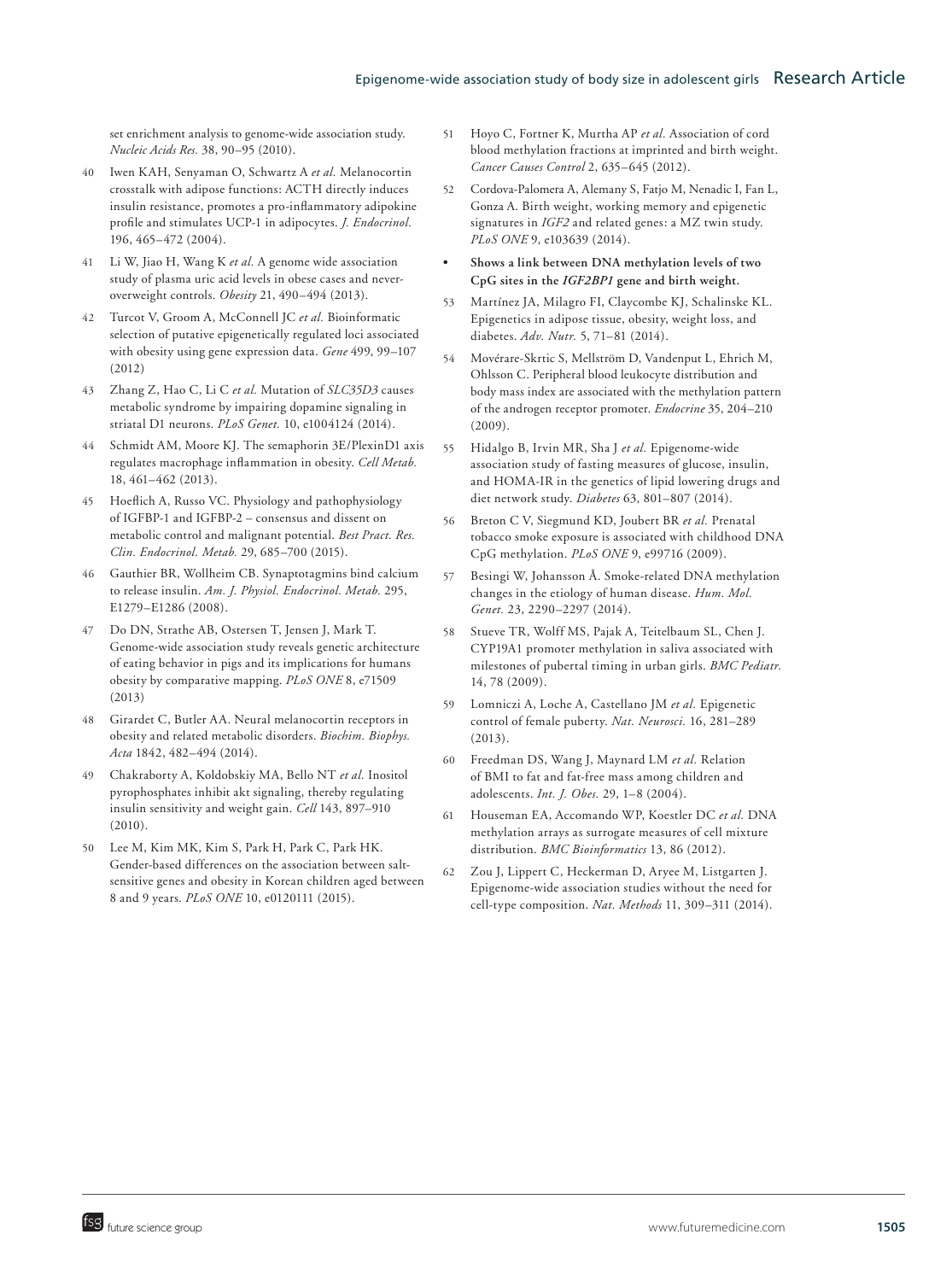set enrichment analysis to genome-wide association study. *Nucleic Acids Res.* 38, 90–95 (2010).

40 Iwen KAH, Senyaman O, Schwartz A *et al.* Melanocortin crosstalk with adipose functions: ACTH directly induces insulin resistance, promotes a pro-inflammatory adipokine profile and stimulates UCP-1 in adipocytes. *J. Endocrinol.* 196, 465–472 (2004).

41 Li W, Jiao H, Wang K *et al.* A genome wide association study of plasma uric acid levels in obese cases and never-overweight controls. *Obesity* 21, 490–494 (2013).

42 Turcot V, Groom A, McConnell JC *et al.* Bioinformatic selection of putative epigenetically regulated loci associated with obesity using gene expression data. *Gene* 499, 99–107 (2012)

43 Zhang Z, Hao C, Li C *et al.* Mutation of *SLC35D3* causes metabolic syndrome by impairing dopamine signaling in striatal D1 neurons. *PLoS Genet.* 10, e1004124 (2014).

44 Schmidt AM, Moore KJ. The semaphorin 3E/PlexinD1 axis regulates macrophage inflammation in obesity. *Cell Metab.* 18, 461–462 (2013).

45 Hoeflich A, Russo VC. Physiology and pathophysiology of IGFBP-1 and IGFBP-2 – consensus and dissent on metabolic control and malignant potential. *Best Pract. Res. Clin. Endocrinol. Metab.* 29, 685–700 (2015).

46 Gauthier BR, Wollheim CB. Synaptotagmins bind calcium to release insulin. *Am. J. Physiol. Endocrinol. Metab.* 295, E1279–E1286 (2008).

47 Do DN, Strathe AB, Ostersen T, Jensen J, Mark T. Genome-wide association study reveals genetic architecture of eating behavior in pigs and its implications for humans obesity by comparative mapping. *PLoS ONE* 8, e71509 (2013)

48 Girardet C, Butler AA. Neural melanocortin receptors in obesity and related metabolic disorders. *Biochim. Biophys. Acta* 1842, 482–494 (2014).

49 Chakraborty A, Koldobskiy MA, Bello NT *et al.* Inositol pyrophosphates inhibit akt signaling, thereby regulating insulin sensitivity and weight gain. *Cell* 143, 897–910 (2010).

50 Lee M, Kim MK, Kim S, Park H, Park C, Park HK. Gender-based differences on the association between salt-sensitive genes and obesity in Korean children aged between 8 and 9 years. *PLoS ONE* 10, e0120111 (2015).

51 Hoyo C, Fortner K, Murtha AP *et al.* Association of cord blood methylation fractions at imprinted and birth weight. *Cancer Causes Control* 2, 635–645 (2012).

52 Cordova-Palomera A, Alemany S, Fatjo M, Nenadic I, Fan L, Gonza A. Birth weight, working memory and epigenetic signatures in *IGF2* and related genes: a MZ twin study. *PLoS ONE* 9, e103639 (2014).

- **Shows a link between DNA methylation levels of two CpG sites in the *IGF2BP1* gene and birth weight.**

53 Martínez JA, Milagro FI, Claycombe KJ, Schalinske KL. Epigenetics in adipose tissue, obesity, weight loss, and diabetes. *Adv. Nutr.* 5, 71–81 (2014).

54 Movérare-Skrtic S, Mellström D, Vandenput L, Ehrich M, Ohlsson C. Peripheral blood leukocyte distribution and body mass index are associated with the methylation pattern of the androgen receptor promoter. *Endocrine* 35, 204–210 (2009).

55 Hidalgo B, Irvin MR, Sha J *et al.* Epigenome-wide association study of fasting measures of glucose, insulin, and HOMA-IR in the genetics of lipid lowering drugs and diet network study. *Diabetes* 63, 801–807 (2014).

56 Breton C V, Siegmund KD, Joubert BR *et al.* Prenatal tobacco smoke exposure is associated with childhood DNA CpG methylation. *PLoS ONE* 9, e99716 (2009).

57 Besingi W, Johansson Å. Smoke-related DNA methylation changes in the etiology of human disease. *Hum. Mol. Genet.* 23, 2290–2297 (2014).

58 Stueve TR, Wolff MS, Pajak A, Teitelbaum SL, Chen J. CYP19A1 promoter methylation in saliva associated with milestones of pubertal timing in urban girls. *BMC Pediatr.* 14, 78 (2009).

59 Lomniczi A, Loche A, Castellano JM *et al.* Epigenetic control of female puberty. *Nat. Neurosci.* 16, 281–289 (2013).

60 Freedman DS, Wang J, Maynard LM *et al.* Relation of BMI to fat and fat-free mass among children and adolescents. *Int. J. Obes.* 29, 1–8 (2004).

61 Houseman EA, Accomando WP, Koestler DC *et al.* DNA methylation arrays as surrogate measures of cell mixture distribution. *BMC Bioinformatics* 13, 86 (2012).

62 Zou J, Lippert C, Heckerman D, Aryee M, Listgarten J. Epigenome-wide association studies without the need for cell-type composition. *Nat. Methods* 11, 309–311 (2014).